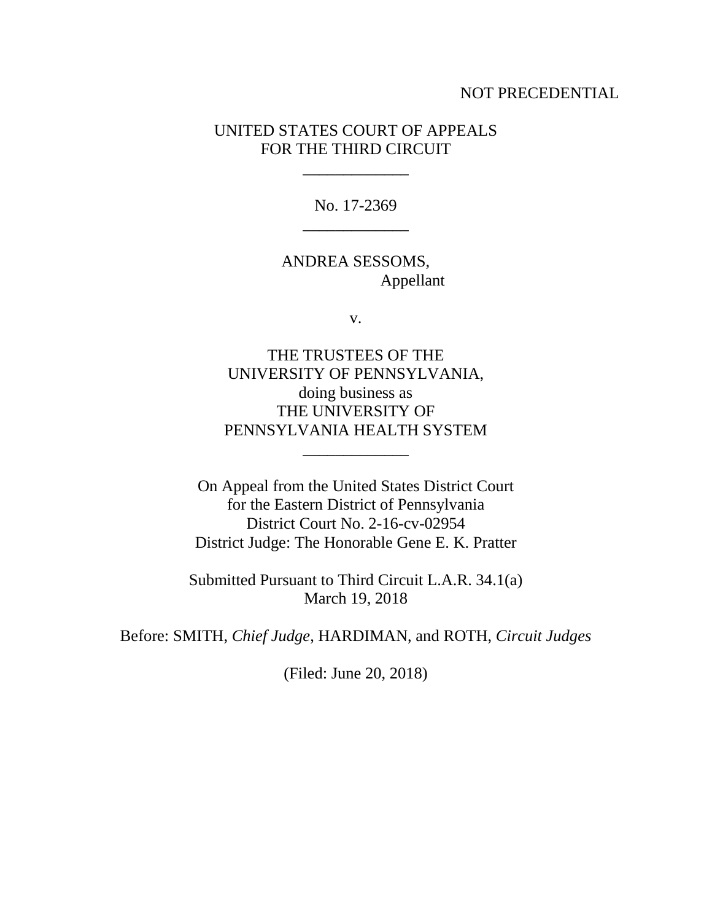NOT PRECEDENTIAL

UNITED STATES COURT OF APPEALS
FOR THE THIRD CIRCUIT

\_\_\_\_\_\_\_\_\_\_\_\_\_

No. 17-2369

\_\_\_\_\_\_\_\_\_\_\_\_\_

ANDREA SESSOMS,
Appellant

v.

THE TRUSTEES OF THE
UNIVERSITY OF PENNSYLVANIA,
doing business as
THE UNIVERSITY OF
PENNSYLVANIA HEALTH SYSTEM

\_\_\_\_\_\_\_\_\_\_\_\_\_

On Appeal from the United States District Court
for the Eastern District of Pennsylvania
District Court No. 2-16-cv-02954
District Judge: The Honorable Gene E. K. Pratter

Submitted Pursuant to Third Circuit L.A.R. 34.1(a)
March 19, 2018

Before: SMITH, *Chief Judge*, HARDIMAN, and ROTH, *Circuit Judges*

(Filed: June 20, 2018)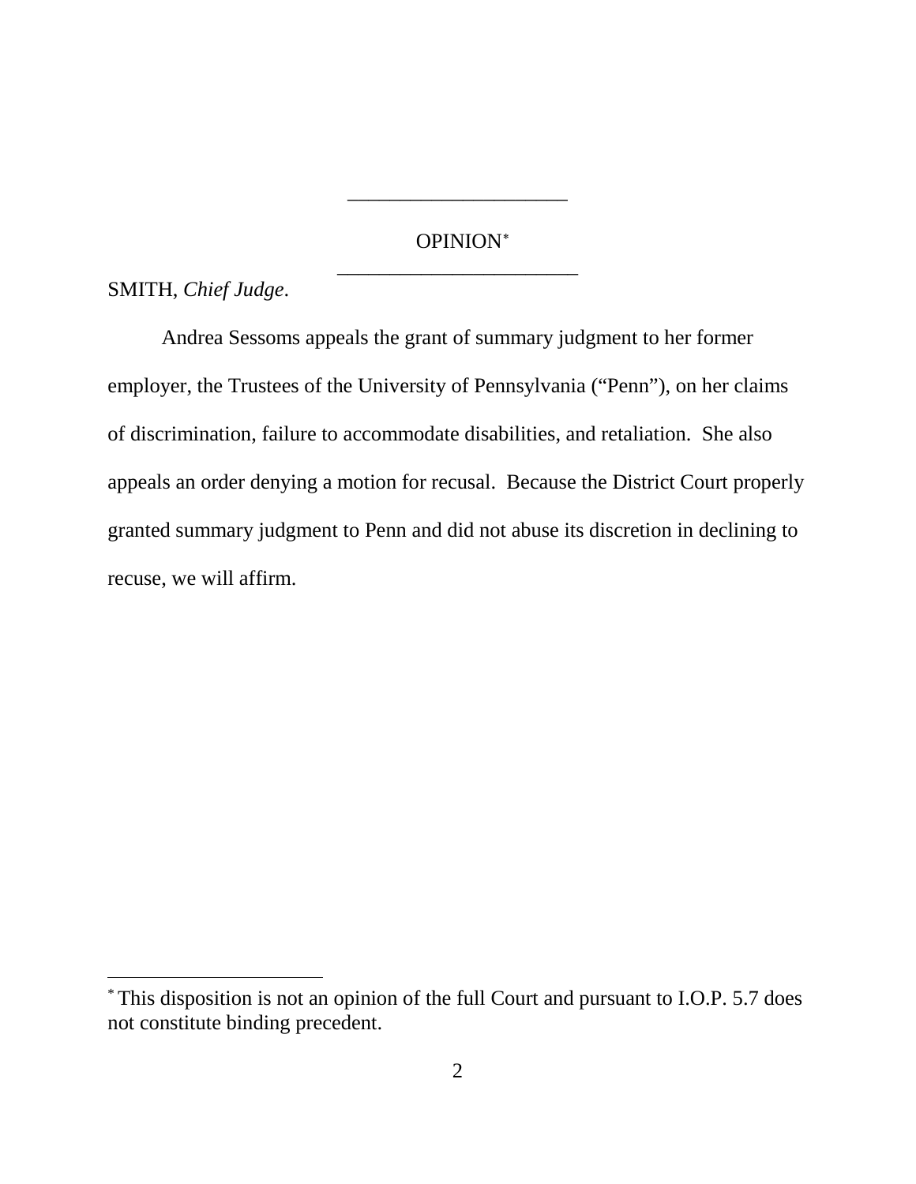---

OPINION[*]

---

SMITH, *Chief Judge*.

Andrea Sessoms appeals the grant of summary judgment to her former employer, the Trustees of the University of Pennsylvania ("Penn"), on her claims of discrimination, failure to accommodate disabilities, and retaliation. She also appeals an order denying a motion for recusal. Because the District Court properly granted summary judgment to Penn and did not abuse its discretion in declining to recuse, we will affirm.

---

[*] This disposition is not an opinion of the full Court and pursuant to I.O.P. 5.7 does not constitute binding precedent.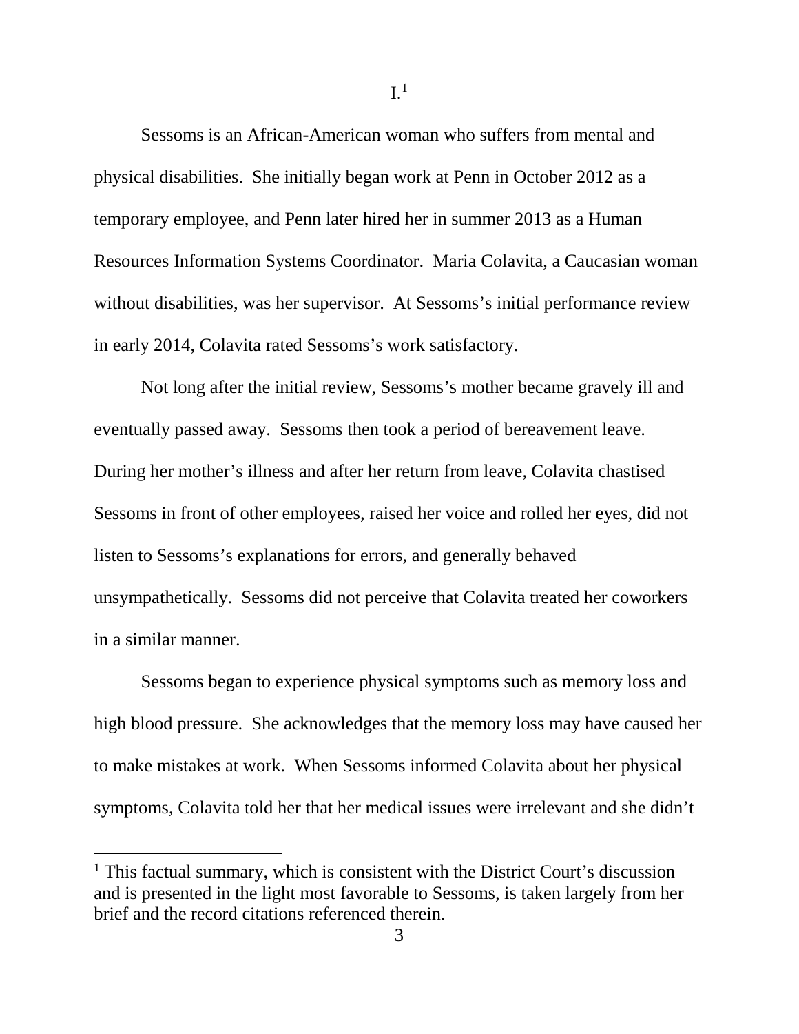# I.[1]

Sessoms is an African-American woman who suffers from mental and physical disabilities. She initially began work at Penn in October 2012 as a temporary employee, and Penn later hired her in summer 2013 as a Human Resources Information Systems Coordinator. Maria Colavita, a Caucasian woman without disabilities, was her supervisor. At Sessoms's initial performance review in early 2014, Colavita rated Sessoms's work satisfactory.

Not long after the initial review, Sessoms's mother became gravely ill and eventually passed away. Sessoms then took a period of bereavement leave. During her mother's illness and after her return from leave, Colavita chastised Sessoms in front of other employees, raised her voice and rolled her eyes, did not listen to Sessoms's explanations for errors, and generally behaved unsympathetically. Sessoms did not perceive that Colavita treated her coworkers in a similar manner.

Sessoms began to experience physical symptoms such as memory loss and high blood pressure. She acknowledges that the memory loss may have caused her to make mistakes at work. When Sessoms informed Colavita about her physical symptoms, Colavita told her that her medical issues were irrelevant and she didn't

[1] This factual summary, which is consistent with the District Court's discussion and is presented in the light most favorable to Sessoms, is taken largely from her brief and the record citations referenced therein.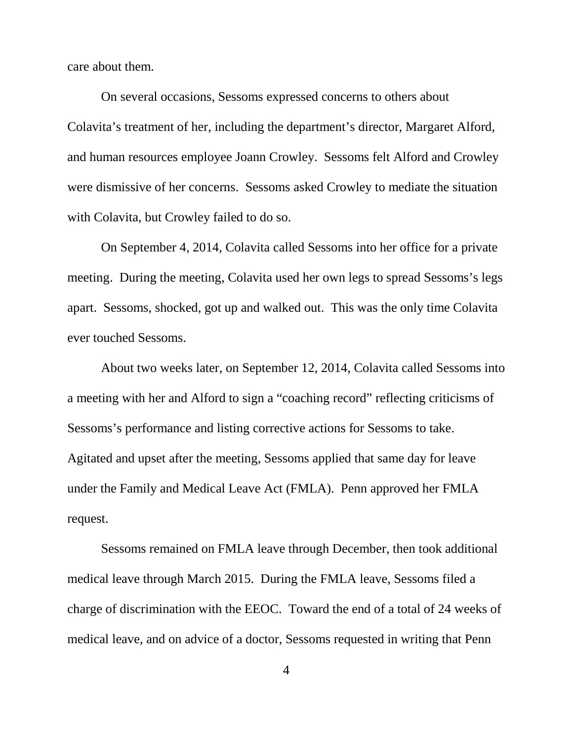care about them.

On several occasions, Sessoms expressed concerns to others about Colavita's treatment of her, including the department's director, Margaret Alford, and human resources employee Joann Crowley. Sessoms felt Alford and Crowley were dismissive of her concerns. Sessoms asked Crowley to mediate the situation with Colavita, but Crowley failed to do so.

On September 4, 2014, Colavita called Sessoms into her office for a private meeting. During the meeting, Colavita used her own legs to spread Sessoms's legs apart. Sessoms, shocked, got up and walked out. This was the only time Colavita ever touched Sessoms.

About two weeks later, on September 12, 2014, Colavita called Sessoms into a meeting with her and Alford to sign a "coaching record" reflecting criticisms of Sessoms's performance and listing corrective actions for Sessoms to take. Agitated and upset after the meeting, Sessoms applied that same day for leave under the Family and Medical Leave Act (FMLA). Penn approved her FMLA request.

Sessoms remained on FMLA leave through December, then took additional medical leave through March 2015. During the FMLA leave, Sessoms filed a charge of discrimination with the EEOC. Toward the end of a total of 24 weeks of medical leave, and on advice of a doctor, Sessoms requested in writing that Penn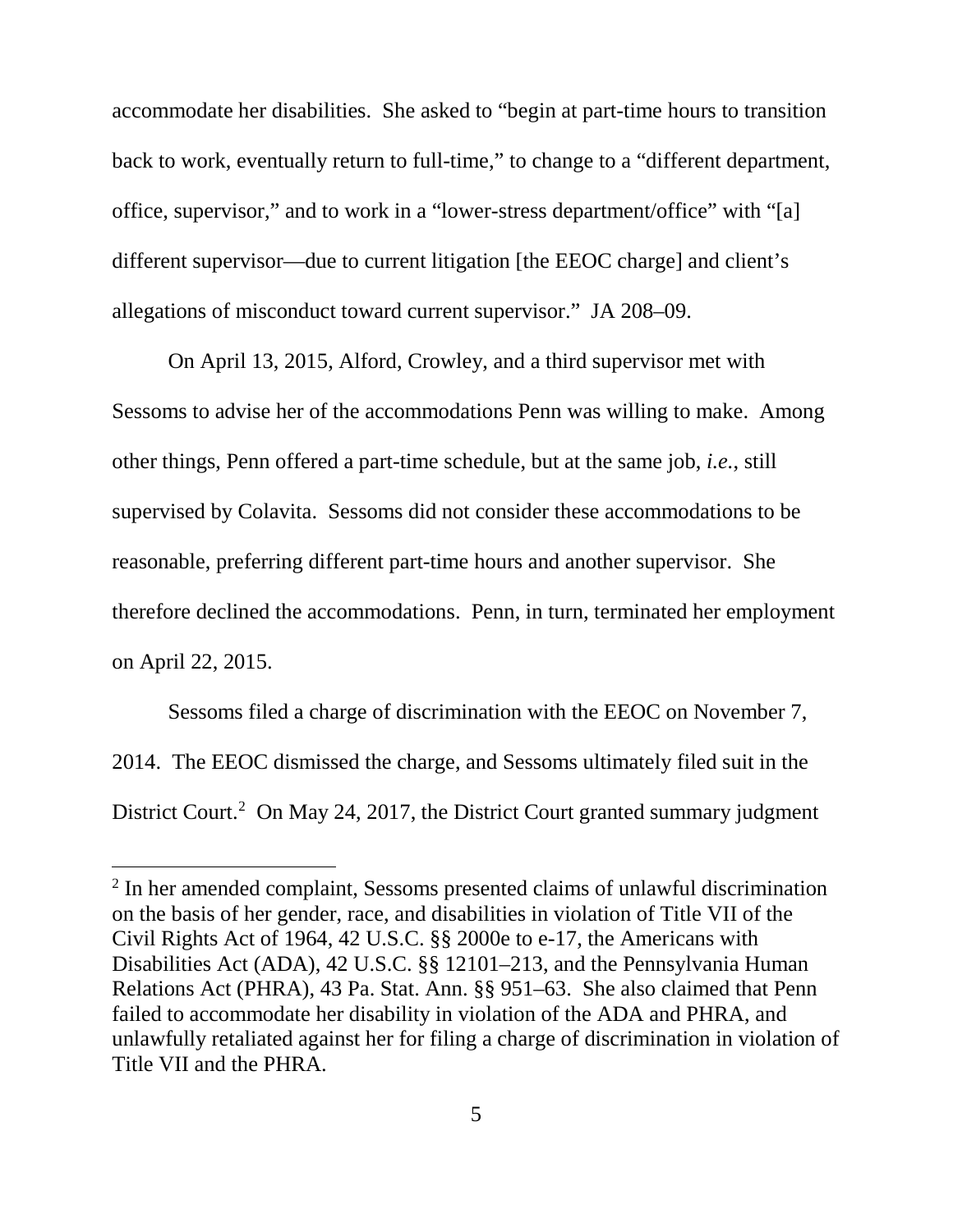accommodate her disabilities. She asked to "begin at part-time hours to transition back to work, eventually return to full-time," to change to a "different department, office, supervisor," and to work in a "lower-stress department/office" with "[a] different supervisor—due to current litigation [the EEOC charge] and client's allegations of misconduct toward current supervisor." JA 208–09.

On April 13, 2015, Alford, Crowley, and a third supervisor met with Sessoms to advise her of the accommodations Penn was willing to make. Among other things, Penn offered a part-time schedule, but at the same job, *i.e.*, still supervised by Colavita. Sessoms did not consider these accommodations to be reasonable, preferring different part-time hours and another supervisor. She therefore declined the accommodations. Penn, in turn, terminated her employment on April 22, 2015.

Sessoms filed a charge of discrimination with the EEOC on November 7, 2014. The EEOC dismissed the charge, and Sessoms ultimately filed suit in the District Court.[2] On May 24, 2017, the District Court granted summary judgment

---

[2] In her amended complaint, Sessoms presented claims of unlawful discrimination on the basis of her gender, race, and disabilities in violation of Title VII of the Civil Rights Act of 1964, 42 U.S.C. §§ 2000e to e-17, the Americans with Disabilities Act (ADA), 42 U.S.C. §§ 12101–213, and the Pennsylvania Human Relations Act (PHRA), 43 Pa. Stat. Ann. §§ 951–63. She also claimed that Penn failed to accommodate her disability in violation of the ADA and PHRA, and unlawfully retaliated against her for filing a charge of discrimination in violation of Title VII and the PHRA.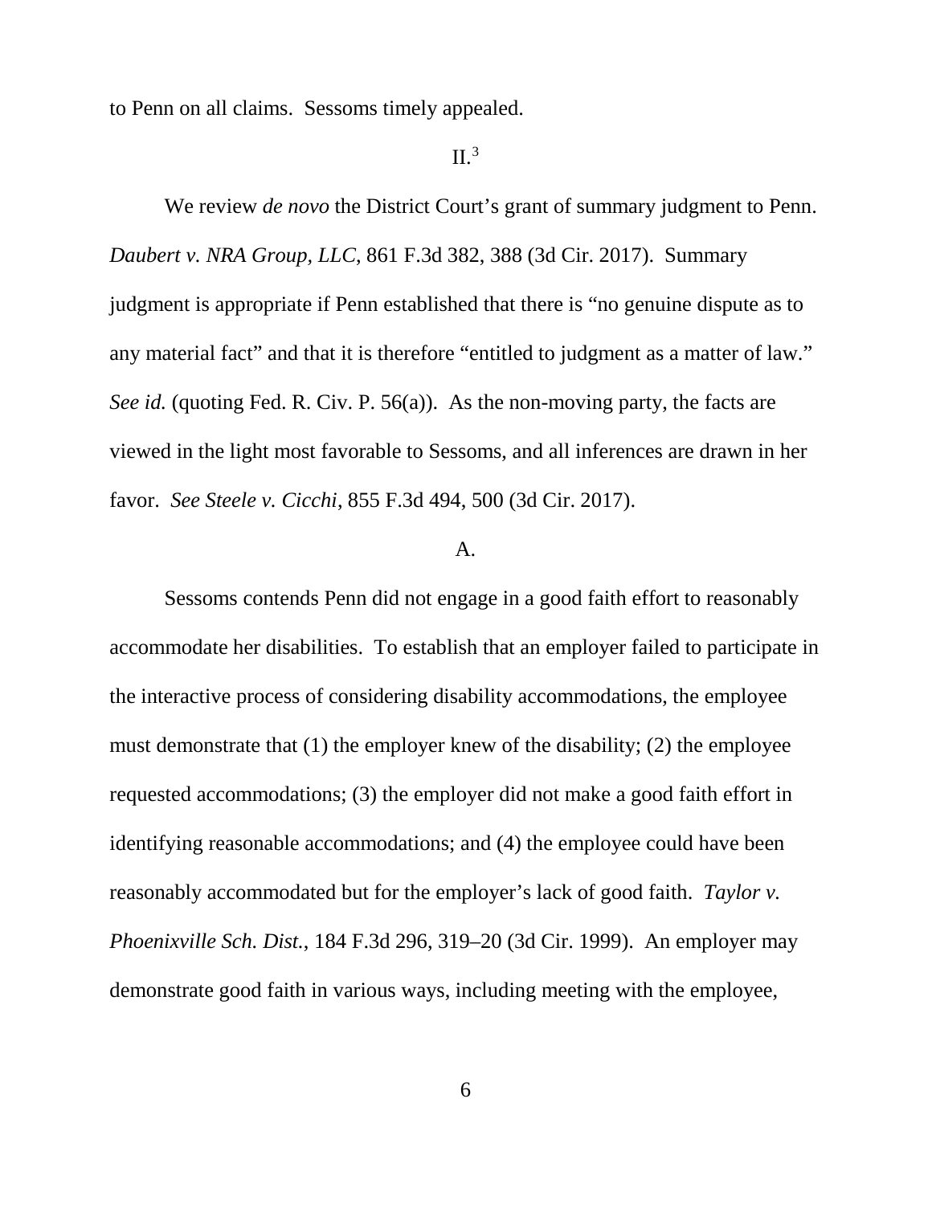to Penn on all claims. Sessoms timely appealed.

## II.[3]

We review *de novo* the District Court's grant of summary judgment to Penn. *Daubert v. NRA Group, LLC*, 861 F.3d 382, 388 (3d Cir. 2017). Summary judgment is appropriate if Penn established that there is "no genuine dispute as to any material fact" and that it is therefore "entitled to judgment as a matter of law." *See id.* (quoting Fed. R. Civ. P. 56(a)). As the non-moving party, the facts are viewed in the light most favorable to Sessoms, and all inferences are drawn in her favor. *See Steele v. Cicchi*, 855 F.3d 494, 500 (3d Cir. 2017).

### A.

Sessoms contends Penn did not engage in a good faith effort to reasonably accommodate her disabilities. To establish that an employer failed to participate in the interactive process of considering disability accommodations, the employee must demonstrate that (1) the employer knew of the disability; (2) the employee requested accommodations; (3) the employer did not make a good faith effort in identifying reasonable accommodations; and (4) the employee could have been reasonably accommodated but for the employer's lack of good faith. *Taylor v. Phoenixville Sch. Dist.*, 184 F.3d 296, 319–20 (3d Cir. 1999). An employer may demonstrate good faith in various ways, including meeting with the employee,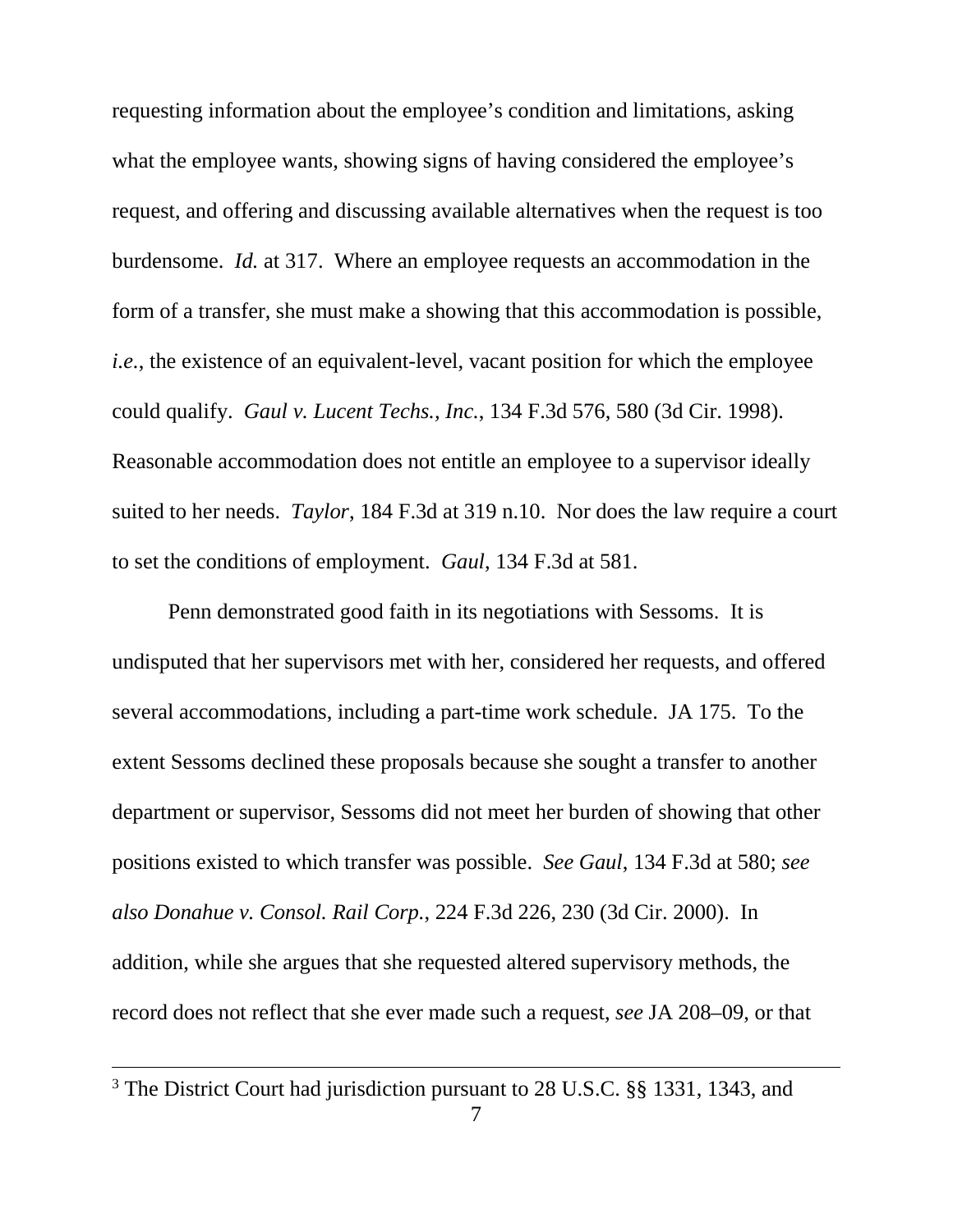requesting information about the employee's condition and limitations, asking what the employee wants, showing signs of having considered the employee's request, and offering and discussing available alternatives when the request is too burdensome. *Id.* at 317. Where an employee requests an accommodation in the form of a transfer, she must make a showing that this accommodation is possible, *i.e.*, the existence of an equivalent-level, vacant position for which the employee could qualify. *Gaul v. Lucent Techs., Inc.*, 134 F.3d 576, 580 (3d Cir. 1998). Reasonable accommodation does not entitle an employee to a supervisor ideally suited to her needs. *Taylor*, 184 F.3d at 319 n.10. Nor does the law require a court to set the conditions of employment. *Gaul*, 134 F.3d at 581.

Penn demonstrated good faith in its negotiations with Sessoms. It is undisputed that her supervisors met with her, considered her requests, and offered several accommodations, including a part-time work schedule. JA 175. To the extent Sessoms declined these proposals because she sought a transfer to another department or supervisor, Sessoms did not meet her burden of showing that other positions existed to which transfer was possible. *See Gaul*, 134 F.3d at 580; *see also Donahue v. Consol. Rail Corp.*, 224 F.3d 226, 230 (3d Cir. 2000). In addition, while she argues that she requested altered supervisory methods, the record does not reflect that she ever made such a request, *see* JA 208–09, or that

---

[3] The District Court had jurisdiction pursuant to 28 U.S.C. §§ 1331, 1343, and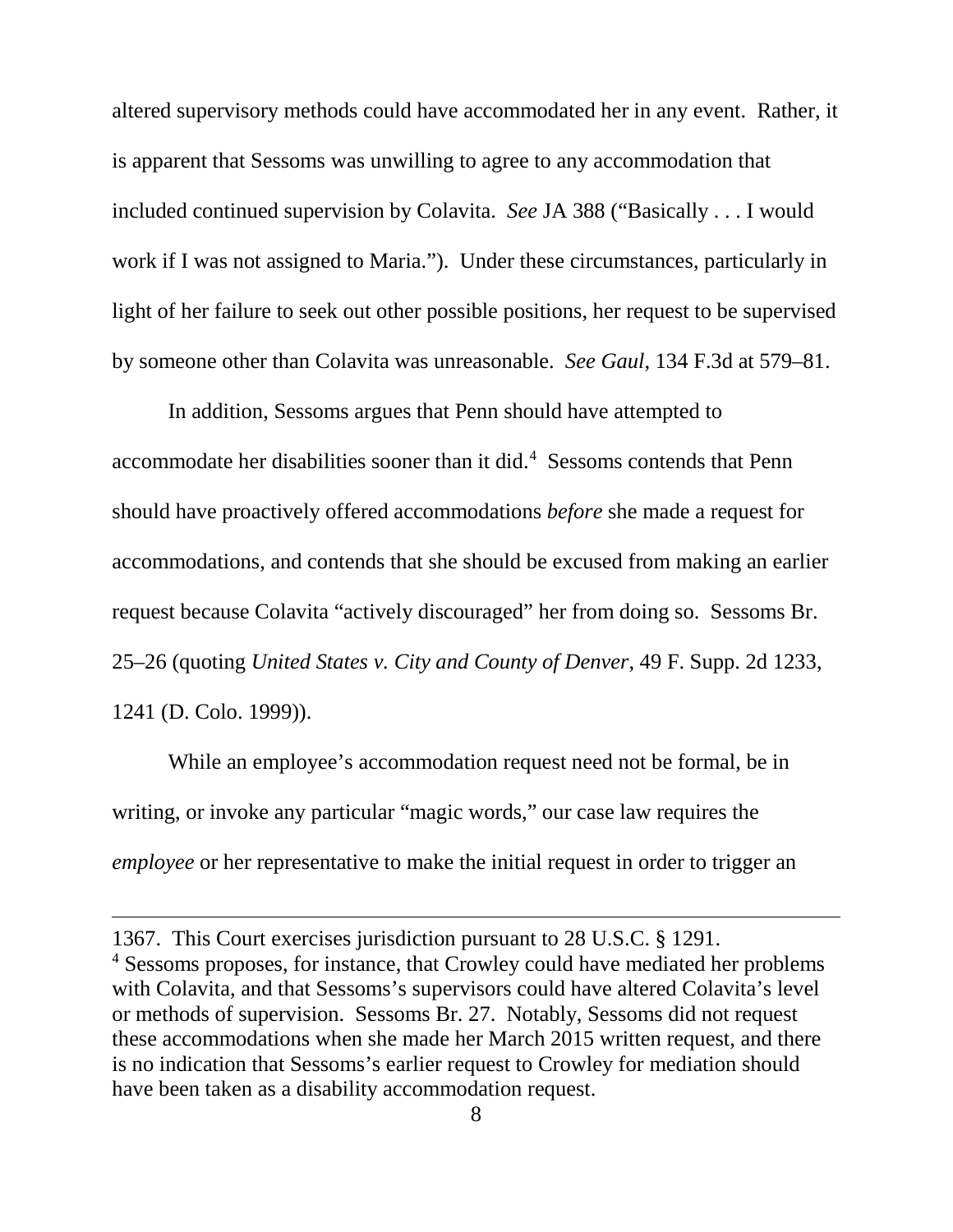altered supervisory methods could have accommodated her in any event. Rather, it is apparent that Sessoms was unwilling to agree to any accommodation that included continued supervision by Colavita. *See* JA 388 ("Basically . . . I would work if I was not assigned to Maria."). Under these circumstances, particularly in light of her failure to seek out other possible positions, her request to be supervised by someone other than Colavita was unreasonable. *See Gaul*, 134 F.3d at 579–81.

In addition, Sessoms argues that Penn should have attempted to accommodate her disabilities sooner than it did.[4] Sessoms contends that Penn should have proactively offered accommodations *before* she made a request for accommodations, and contends that she should be excused from making an earlier request because Colavita "actively discouraged" her from doing so. Sessoms Br. 25–26 (quoting *United States v. City and County of Denver*, 49 F. Supp. 2d 1233, 1241 (D. Colo. 1999)).

While an employee's accommodation request need not be formal, be in writing, or invoke any particular "magic words," our case law requires the *employee* or her representative to make the initial request in order to trigger an

---

1367. This Court exercises jurisdiction pursuant to 28 U.S.C. § 1291.

[4] Sessoms proposes, for instance, that Crowley could have mediated her problems with Colavita, and that Sessoms's supervisors could have altered Colavita's level or methods of supervision. Sessoms Br. 27. Notably, Sessoms did not request these accommodations when she made her March 2015 written request, and there is no indication that Sessoms's earlier request to Crowley for mediation should have been taken as a disability accommodation request.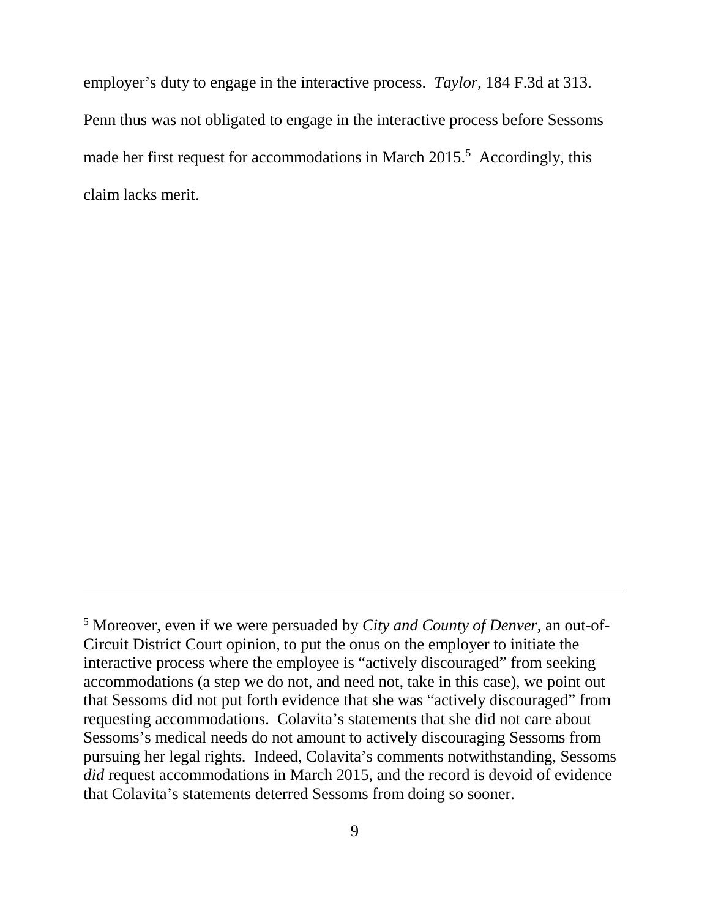employer's duty to engage in the interactive process. *Taylor*, 184 F.3d at 313. Penn thus was not obligated to engage in the interactive process before Sessoms made her first request for accommodations in March 2015.[5] Accordingly, this claim lacks merit.

---

[5] Moreover, even if we were persuaded by *City and County of Denver*, an out-of-Circuit District Court opinion, to put the onus on the employer to initiate the interactive process where the employee is "actively discouraged" from seeking accommodations (a step we do not, and need not, take in this case), we point out that Sessoms did not put forth evidence that she was "actively discouraged" from requesting accommodations. Colavita's statements that she did not care about Sessoms's medical needs do not amount to actively discouraging Sessoms from pursuing her legal rights. Indeed, Colavita's comments notwithstanding, Sessoms *did* request accommodations in March 2015, and the record is devoid of evidence that Colavita's statements deterred Sessoms from doing so sooner.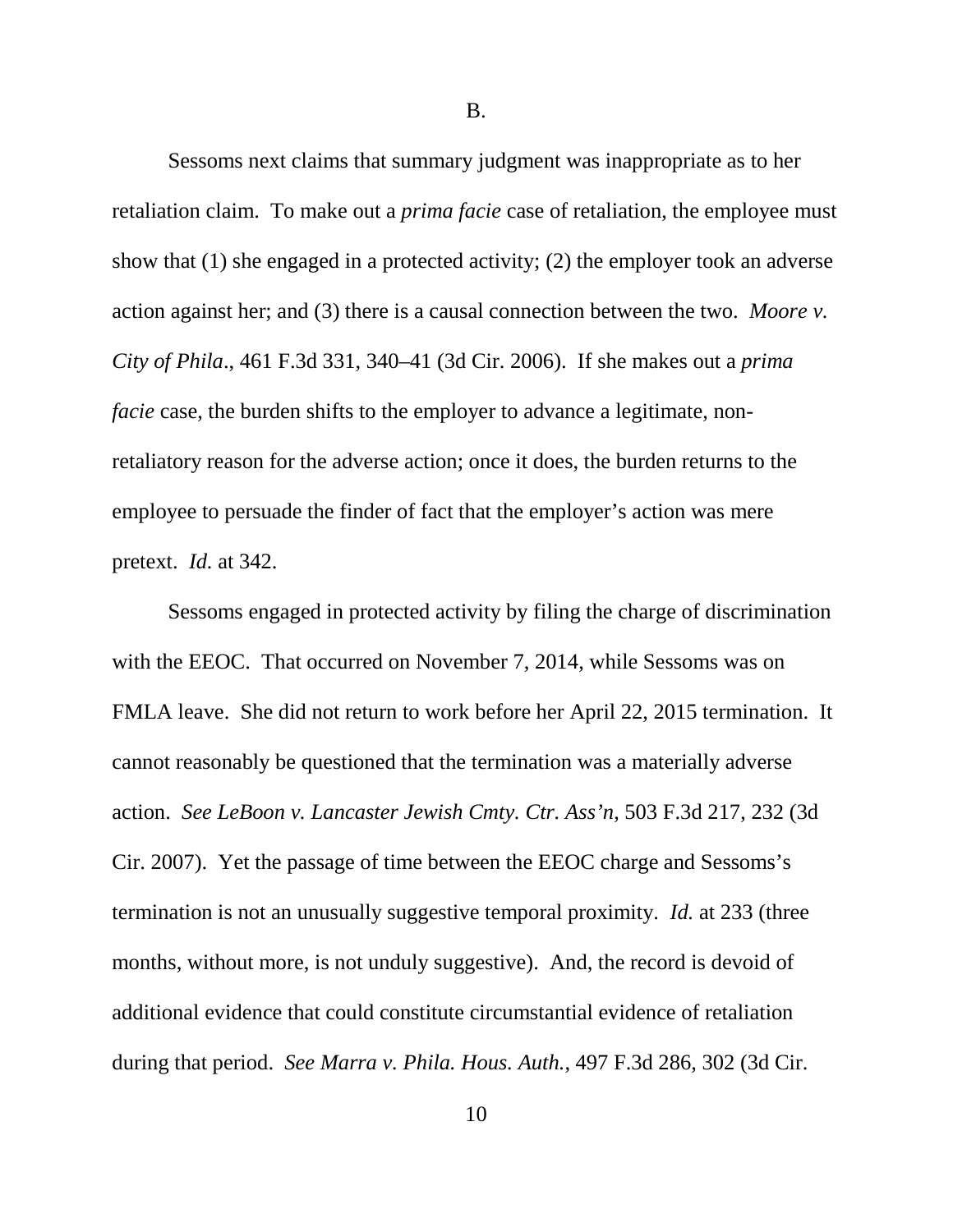B.

Sessoms next claims that summary judgment was inappropriate as to her retaliation claim. To make out a *prima facie* case of retaliation, the employee must show that (1) she engaged in a protected activity; (2) the employer took an adverse action against her; and (3) there is a causal connection between the two. *Moore v. City of Phila*., 461 F.3d 331, 340–41 (3d Cir. 2006). If she makes out a *prima facie* case, the burden shifts to the employer to advance a legitimate, non-retaliatory reason for the adverse action; once it does, the burden returns to the employee to persuade the finder of fact that the employer's action was mere pretext. *Id.* at 342.

Sessoms engaged in protected activity by filing the charge of discrimination with the EEOC. That occurred on November 7, 2014, while Sessoms was on FMLA leave. She did not return to work before her April 22, 2015 termination. It cannot reasonably be questioned that the termination was a materially adverse action. *See LeBoon v. Lancaster Jewish Cmty. Ctr. Ass'n*, 503 F.3d 217, 232 (3d Cir. 2007). Yet the passage of time between the EEOC charge and Sessoms's termination is not an unusually suggestive temporal proximity. *Id.* at 233 (three months, without more, is not unduly suggestive). And, the record is devoid of additional evidence that could constitute circumstantial evidence of retaliation during that period. *See Marra v. Phila. Hous. Auth.*, 497 F.3d 286, 302 (3d Cir.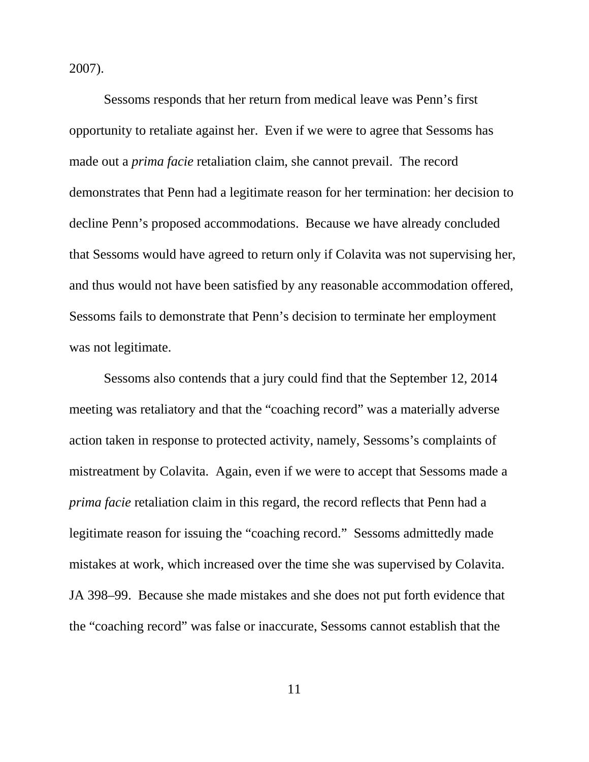2007).

Sessoms responds that her return from medical leave was Penn's first opportunity to retaliate against her. Even if we were to agree that Sessoms has made out a *prima facie* retaliation claim, she cannot prevail. The record demonstrates that Penn had a legitimate reason for her termination: her decision to decline Penn's proposed accommodations. Because we have already concluded that Sessoms would have agreed to return only if Colavita was not supervising her, and thus would not have been satisfied by any reasonable accommodation offered, Sessoms fails to demonstrate that Penn's decision to terminate her employment was not legitimate.

Sessoms also contends that a jury could find that the September 12, 2014 meeting was retaliatory and that the "coaching record" was a materially adverse action taken in response to protected activity, namely, Sessoms's complaints of mistreatment by Colavita. Again, even if we were to accept that Sessoms made a *prima facie* retaliation claim in this regard, the record reflects that Penn had a legitimate reason for issuing the "coaching record." Sessoms admittedly made mistakes at work, which increased over the time she was supervised by Colavita. JA 398–99. Because she made mistakes and she does not put forth evidence that the "coaching record" was false or inaccurate, Sessoms cannot establish that the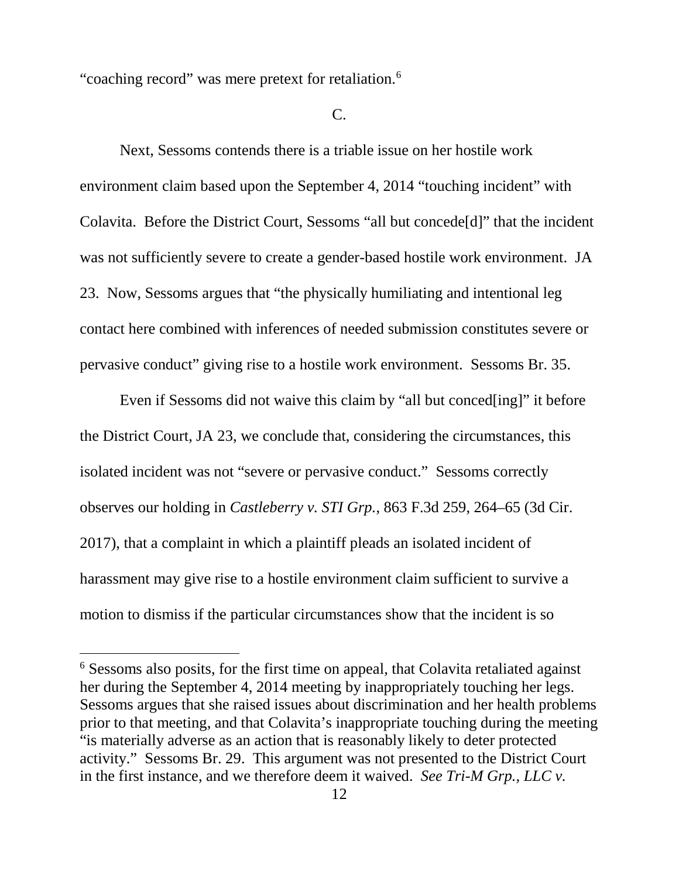"coaching record" was mere pretext for retaliation.[6]

C.

Next, Sessoms contends there is a triable issue on her hostile work environment claim based upon the September 4, 2014 "touching incident" with Colavita. Before the District Court, Sessoms "all but concede[d]" that the incident was not sufficiently severe to create a gender-based hostile work environment. JA 23. Now, Sessoms argues that "the physically humiliating and intentional leg contact here combined with inferences of needed submission constitutes severe or pervasive conduct" giving rise to a hostile work environment. Sessoms Br. 35.

Even if Sessoms did not waive this claim by "all but conced[ing]" it before the District Court, JA 23, we conclude that, considering the circumstances, this isolated incident was not "severe or pervasive conduct." Sessoms correctly observes our holding in *Castleberry v. STI Grp.*, 863 F.3d 259, 264–65 (3d Cir. 2017), that a complaint in which a plaintiff pleads an isolated incident of harassment may give rise to a hostile environment claim sufficient to survive a motion to dismiss if the particular circumstances show that the incident is so

---

[6] Sessoms also posits, for the first time on appeal, that Colavita retaliated against her during the September 4, 2014 meeting by inappropriately touching her legs. Sessoms argues that she raised issues about discrimination and her health problems prior to that meeting, and that Colavita's inappropriate touching during the meeting "is materially adverse as an action that is reasonably likely to deter protected activity." Sessoms Br. 29. This argument was not presented to the District Court in the first instance, and we therefore deem it waived. *See Tri-M Grp., LLC v.*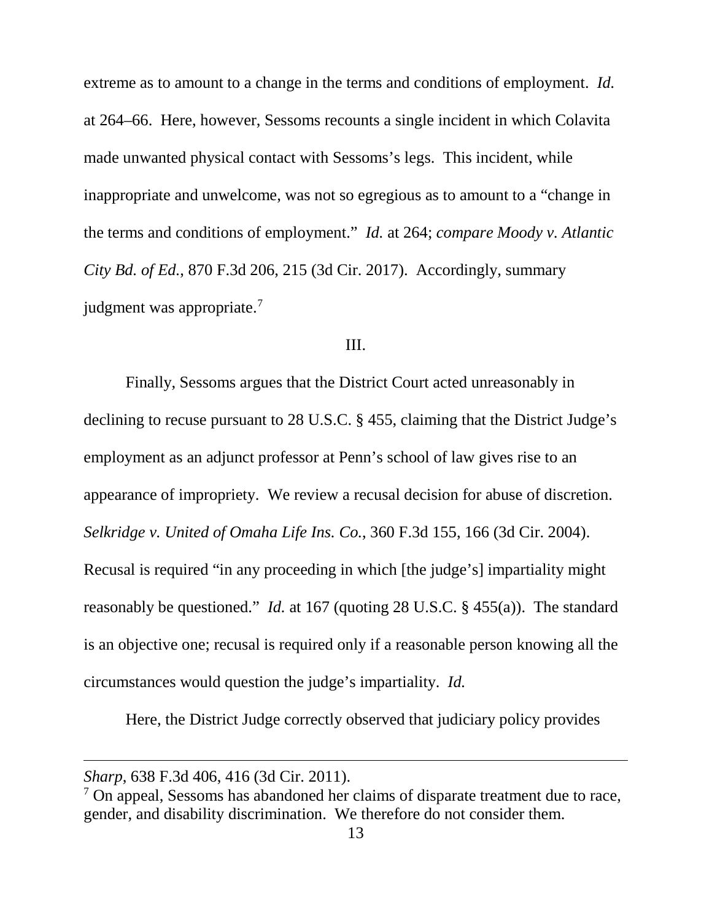extreme as to amount to a change in the terms and conditions of employment. *Id.* at 264–66. Here, however, Sessoms recounts a single incident in which Colavita made unwanted physical contact with Sessoms's legs. This incident, while inappropriate and unwelcome, was not so egregious as to amount to a "change in the terms and conditions of employment." *Id.* at 264; *compare Moody v. Atlantic City Bd. of Ed.*, 870 F.3d 206, 215 (3d Cir. 2017). Accordingly, summary judgment was appropriate.[7]

III.

Finally, Sessoms argues that the District Court acted unreasonably in declining to recuse pursuant to 28 U.S.C. § 455, claiming that the District Judge's employment as an adjunct professor at Penn's school of law gives rise to an appearance of impropriety. We review a recusal decision for abuse of discretion. *Selkridge v. United of Omaha Life Ins. Co.*, 360 F.3d 155, 166 (3d Cir. 2004). Recusal is required "in any proceeding in which [the judge's] impartiality might reasonably be questioned." *Id.* at 167 (quoting 28 U.S.C. § 455(a)). The standard is an objective one; recusal is required only if a reasonable person knowing all the circumstances would question the judge's impartiality. *Id.*

Here, the District Judge correctly observed that judiciary policy provides

---

*Sharp*, 638 F.3d 406, 416 (3d Cir. 2011).

[7] On appeal, Sessoms has abandoned her claims of disparate treatment due to race, gender, and disability discrimination. We therefore do not consider them.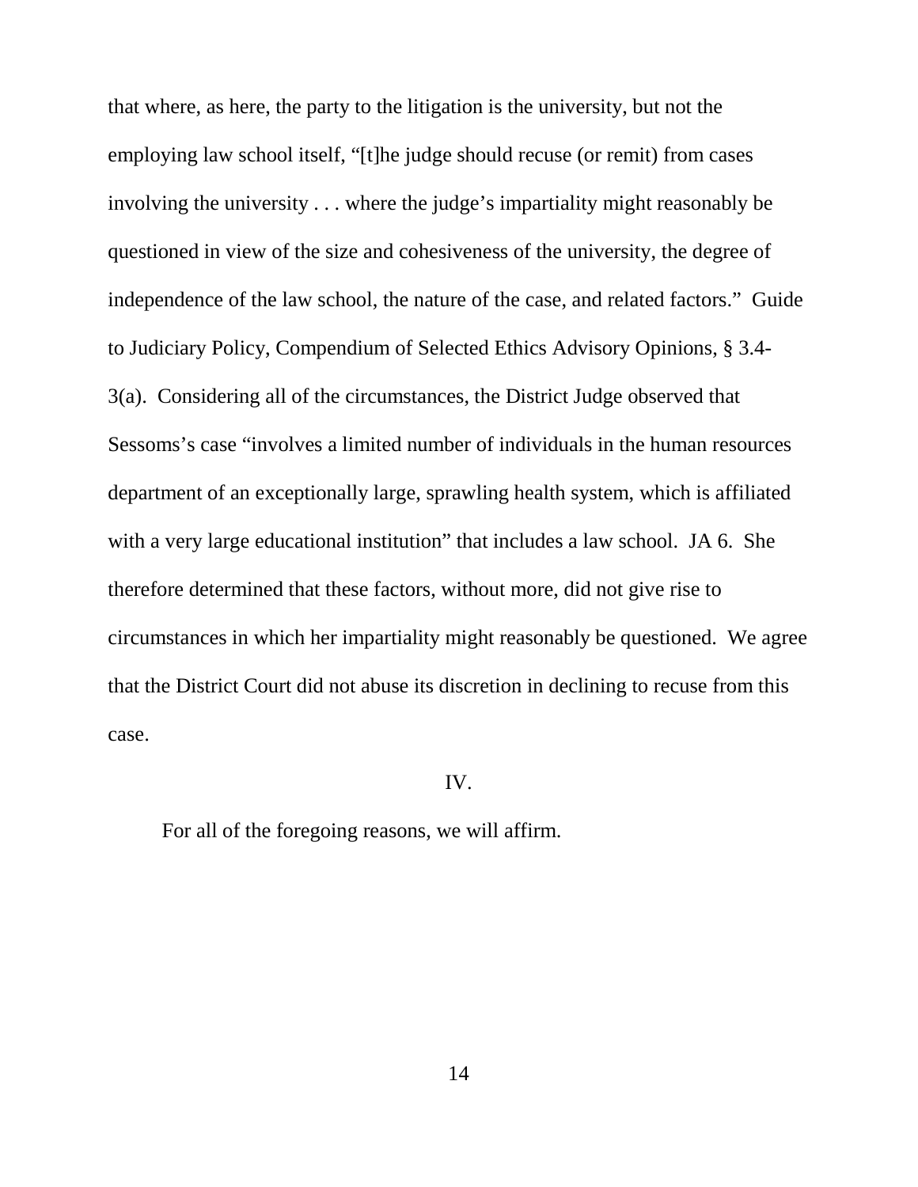that where, as here, the party to the litigation is the university, but not the employing law school itself, "[t]he judge should recuse (or remit) from cases involving the university . . . where the judge's impartiality might reasonably be questioned in view of the size and cohesiveness of the university, the degree of independence of the law school, the nature of the case, and related factors." Guide to Judiciary Policy, Compendium of Selected Ethics Advisory Opinions, § 3.4-3(a). Considering all of the circumstances, the District Judge observed that Sessoms's case "involves a limited number of individuals in the human resources department of an exceptionally large, sprawling health system, which is affiliated with a very large educational institution" that includes a law school. JA 6. She therefore determined that these factors, without more, did not give rise to circumstances in which her impartiality might reasonably be questioned. We agree that the District Court did not abuse its discretion in declining to recuse from this case.

## IV.

For all of the foregoing reasons, we will affirm.